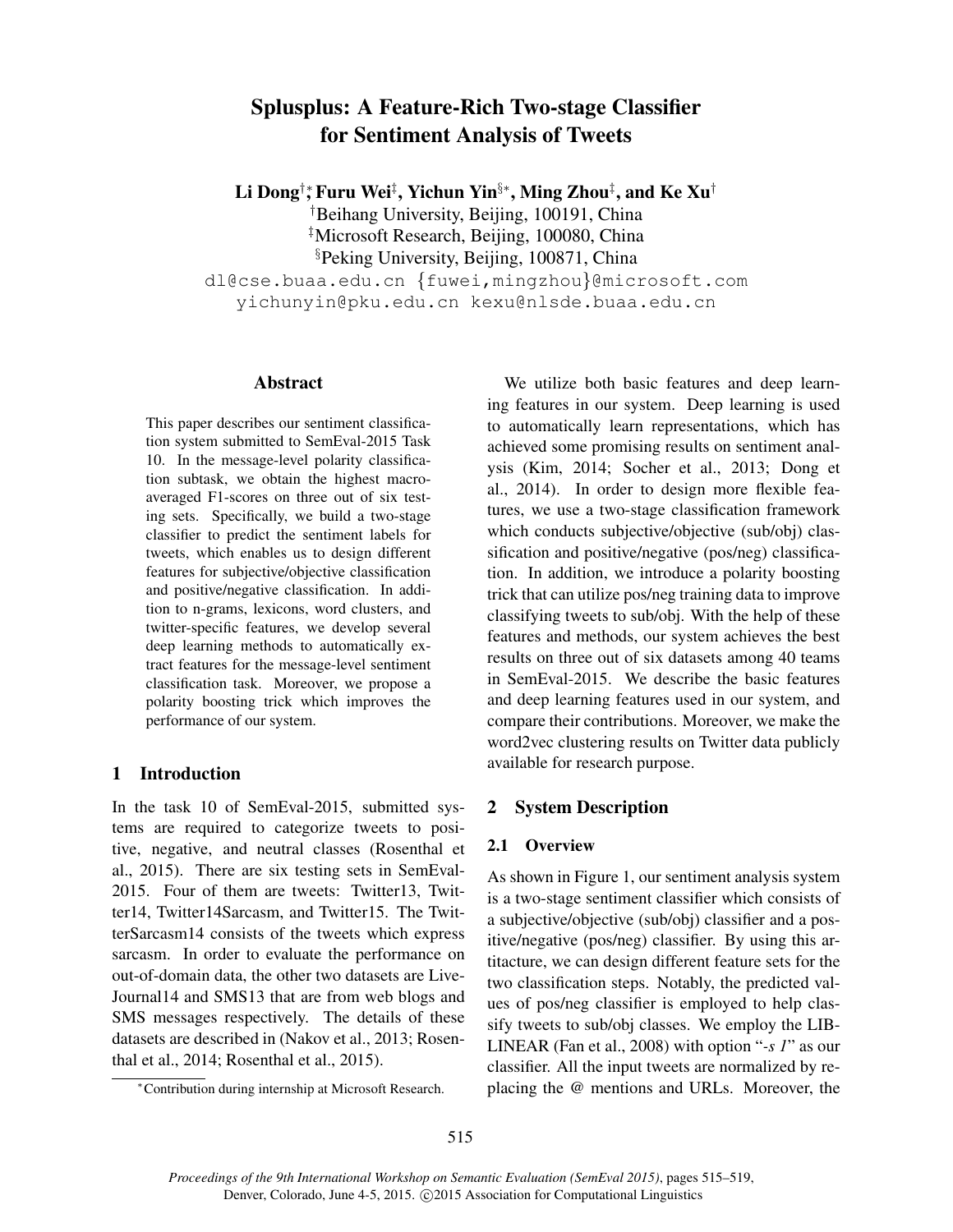# Splusplus: A Feature-Rich Two-stage Classifier for Sentiment Analysis of Tweets

**Li Dong[†][*], Furu Wei[‡], Yichun Yin[§][*], Ming Zhou[‡], and Ke Xu[†]**

[†]Beihang University, Beijing, 100191, China
[‡]Microsoft Research, Beijing, 100080, China
[§]Peking University, Beijing, 100871, China

dl@cse.buaa.edu.cn {fuwei,mingzhou}@microsoft.com
yichunyin@pku.edu.cn kexu@nlsde.buaa.edu.cn

## Abstract

This paper describes our sentiment classification system submitted to SemEval-2015 Task 10. In the message-level polarity classification subtask, we obtain the highest macro-averaged F1-scores on three out of six testing sets. Specifically, we build a two-stage classifier to predict the sentiment labels for tweets, which enables us to design different features for subjective/objective classification and positive/negative classification. In addition to n-grams, lexicons, word clusters, and twitter-specific features, we develop several deep learning methods to automatically extract features for the message-level sentiment classification task. Moreover, we propose a polarity boosting trick which improves the performance of our system.

## 1 Introduction

In the task 10 of SemEval-2015, submitted systems are required to categorize tweets to positive, negative, and neutral classes (Rosenthal et al., 2015). There are six testing sets in SemEval-2015. Four of them are tweets: Twitter13, Twitter14, Twitter14Sarcasm, and Twitter15. The TwitterSarcasm14 consists of the tweets which express sarcasm. In order to evaluate the performance on out-of-domain data, the other two datasets are LiveJournal14 and SMS13 that are from web blogs and SMS messages respectively. The details of these datasets are described in (Nakov et al., 2013; Rosenthal et al., 2014; Rosenthal et al., 2015).

We utilize both basic features and deep learning features in our system. Deep learning is used to automatically learn representations, which has achieved some promising results on sentiment analysis (Kim, 2014; Socher et al., 2013; Dong et al., 2014). In order to design more flexible features, we use a two-stage classification framework which conducts subjective/objective (sub/obj) classification and positive/negative (pos/neg) classification. In addition, we introduce a polarity boosting trick that can utilize pos/neg training data to improve classifying tweets to sub/obj. With the help of these features and methods, our system achieves the best results on three out of six datasets among 40 teams in SemEval-2015. We describe the basic features and deep learning features used in our system, and compare their contributions. Moreover, we make the word2vec clustering results on Twitter data publicly available for research purpose.

## 2 System Description

### 2.1 Overview

As shown in Figure 1, our sentiment analysis system is a two-stage sentiment classifier which consists of a subjective/objective (sub/obj) classifier and a positive/negative (pos/neg) classifier. By using this artitacture, we can design different feature sets for the two classification steps. Notably, the predicted values of pos/neg classifier is employed to help classify tweets to sub/obj classes. We employ the LIBLINEAR (Fan et al., 2008) with option "*-s 1*" as our classifier. All the input tweets are normalized by replacing the @ mentions and URLs. Moreover, the

[*]Contribution during internship at Microsoft Research.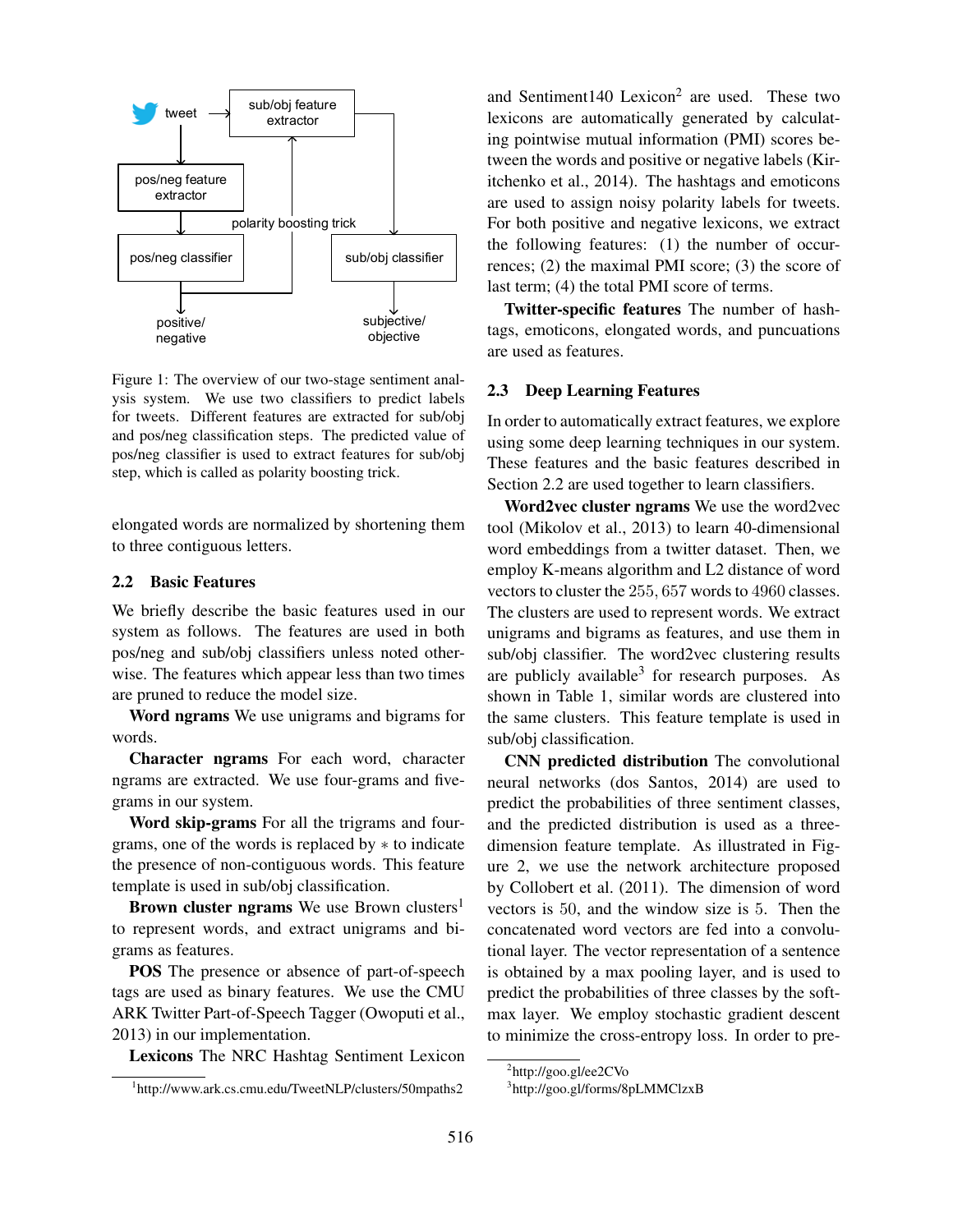Figure 1: The overview of our two-stage sentiment analysis system. We use two classifiers to predict labels for tweets. Different features are extracted for sub/obj and pos/neg classification steps. The predicted value of pos/neg classifier is used to extract features for sub/obj step, which is called as polarity boosting trick.

elongated words are normalized by shortening them to three contiguous letters.

### 2.2 Basic Features

We briefly describe the basic features used in our system as follows. The features are used in both pos/neg and sub/obj classifiers unless noted otherwise. The features which appear less than two times are pruned to reduce the model size.

**Word ngrams** We use unigrams and bigrams for words.

**Character ngrams** For each word, character ngrams are extracted. We use four-grams and five-grams in our system.

**Word skip-grams** For all the trigrams and four-grams, one of the words is replaced by $*$ to indicate the presence of non-contiguous words. This feature template is used in sub/obj classification.

**Brown cluster ngrams** We use Brown clusters[1] to represent words, and extract unigrams and bigrams as features.

**POS** The presence or absence of part-of-speech tags are used as binary features. We use the CMU ARK Twitter Part-of-Speech Tagger (Owoputi et al., 2013) in our implementation.

**Lexicons** The NRC Hashtag Sentiment Lexicon and Sentiment140 Lexicon[2] are used. These two lexicons are automatically generated by calculating pointwise mutual information (PMI) scores between the words and positive or negative labels (Kiritchenko et al., 2014). The hashtags and emoticons are used to assign noisy polarity labels for tweets. For both positive and negative lexicons, we extract the following features: (1) the number of occurrences; (2) the maximal PMI score; (3) the score of last term; (4) the total PMI score of terms.

**Twitter-specific features** The number of hashtags, emoticons, elongated words, and puncuations are used as features.

### 2.3 Deep Learning Features

In order to automatically extract features, we explore using some deep learning techniques in our system. These features and the basic features described in Section 2.2 are used together to learn classifiers.

**Word2vec cluster ngrams** We use the word2vec tool (Mikolov et al., 2013) to learn 40-dimensional word embeddings from a twitter dataset. Then, we employ K-means algorithm and L2 distance of word vectors to cluster the $255,657$ words to $4960$ classes. The clusters are used to represent words. We extract unigrams and bigrams as features, and use them in sub/obj classifier. The word2vec clustering results are publicly available[3] for research purposes. As shown in Table 1, similar words are clustered into the same clusters. This feature template is used in sub/obj classification.

**CNN predicted distribution** The convolutional neural networks (dos Santos, 2014) are used to predict the probabilities of three sentiment classes, and the predicted distribution is used as a three-dimension feature template. As illustrated in Figure 2, we use the network architecture proposed by Collobert et al. (2011). The dimension of word vectors is $50$, and the window size is $5$. Then the concatenated word vectors are fed into a convolutional layer. The vector representation of a sentence is obtained by a max pooling layer, and is used to predict the probabilities of three classes by the softmax layer. We employ stochastic gradient descent to minimize the cross-entropy loss. In order to pre-

[1] http://www.ark.cs.cmu.edu/TweetNLP/clusters/50mpaths2

[2] http://goo.gl/ee2CVo

[3] http://goo.gl/forms/8pLMMClzxB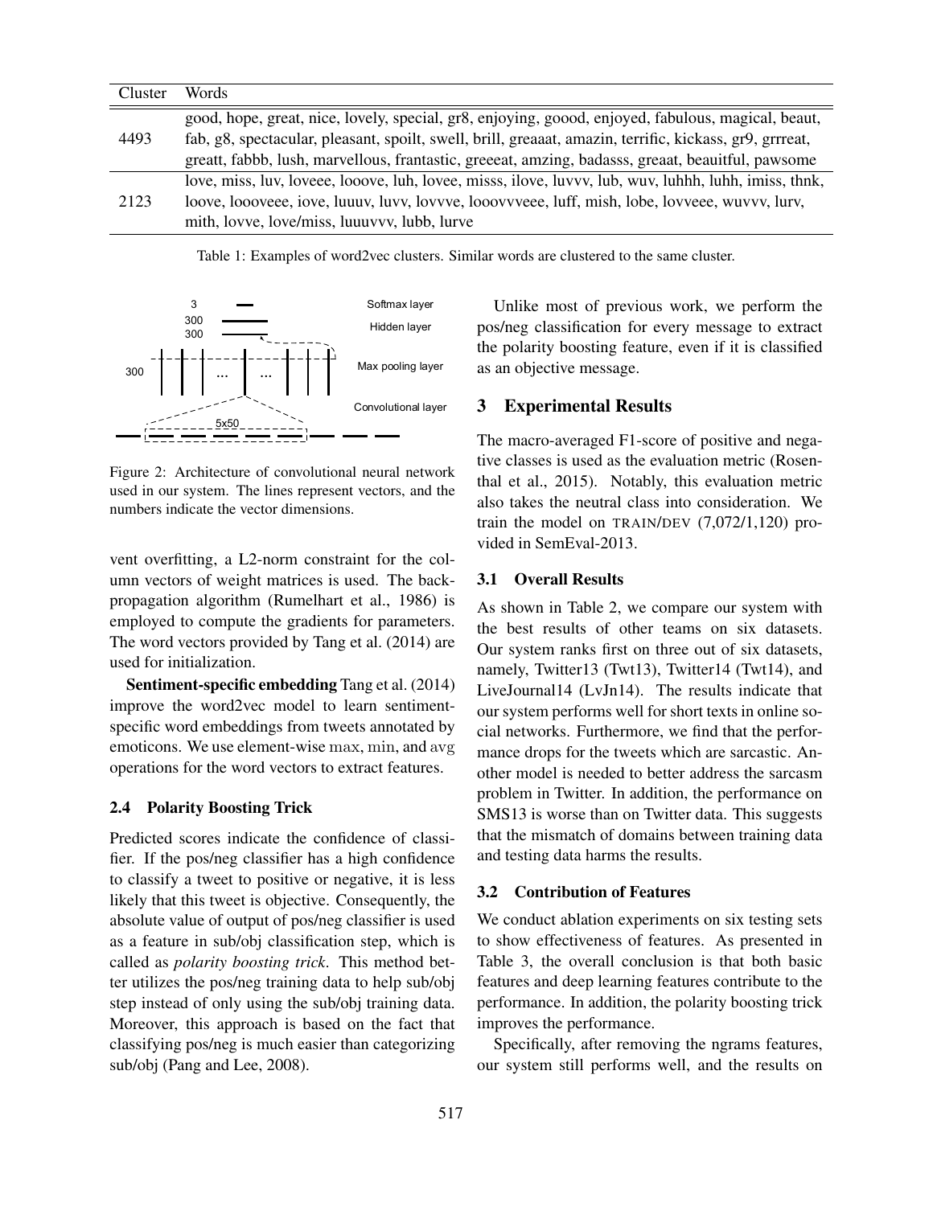| Cluster | Words |
|---|---|
| 4493 | good, hope, great, nice, lovely, special, gr8, enjoying, goood, enjoyed, fabulous, magical, beaut, fab, g8, spectacular, pleasant, spoilt, swell, brill, greaaat, amazin, terrific, kickass, gr9, grrreat, greatt, fabbb, lush, marvellous, frantastic, greeeat, amzing, badasss, greaat, beauitful, pawsome |
| 2123 | love, miss, luv, loveee, looove, luh, lovee, misss, ilove, luvvv, lub, wuv, luhhh, luhh, imiss, thnk, loove, loooveee, iove, luuuv, luvv, lovvve, looovvveee, luff, mish, lobe, lovveee, wuvvv, lurv, mith, lovve, love/miss, luuuvvv, lubb, lurve |

Table 1: Examples of word2vec clusters. Similar words are clustered to the same cluster.

Figure 2: Architecture of convolutional neural network used in our system. The lines represent vectors, and the numbers indicate the vector dimensions.

vent overfitting, a L2-norm constraint for the column vectors of weight matrices is used. The back-propagation algorithm (Rumelhart et al., 1986) is employed to compute the gradients for parameters. The word vectors provided by Tang et al. (2014) are used for initialization.

**Sentiment-specific embedding** Tang et al. (2014) improve the word2vec model to learn sentiment-specific word embeddings from tweets annotated by emoticons. We use element-wise $\max$, $\min$, and $\mathrm{avg}$ operations for the word vectors to extract features.

### 2.4 Polarity Boosting Trick

Predicted scores indicate the confidence of classifier. If the pos/neg classifier has a high confidence to classify a tweet to positive or negative, it is less likely that this tweet is objective. Consequently, the absolute value of output of pos/neg classifier is used as a feature in sub/obj classification step, which is called as *polarity boosting trick*. This method better utilizes the pos/neg training data to help sub/obj step instead of only using the sub/obj training data. Moreover, this approach is based on the fact that classifying pos/neg is much easier than categorizing sub/obj (Pang and Lee, 2008).

Unlike most of previous work, we perform the pos/neg classification for every message to extract the polarity boosting feature, even if it is classified as an objective message.

## 3 Experimental Results

The macro-averaged F1-score of positive and negative classes is used as the evaluation metric (Rosenthal et al., 2015). Notably, this evaluation metric also takes the neutral class into consideration. We train the model on TRAIN/DEV (7,072/1,120) provided in SemEval-2013.

### 3.1 Overall Results

As shown in Table 2, we compare our system with the best results of other teams on six datasets. Our system ranks first on three out of six datasets, namely, Twitter13 (Twt13), Twitter14 (Twt14), and LiveJournal14 (LvJn14). The results indicate that our system performs well for short texts in online social networks. Furthermore, we find that the performance drops for the tweets which are sarcastic. Another model is needed to better address the sarcasm problem in Twitter. In addition, the performance on SMS13 is worse than on Twitter data. This suggests that the mismatch of domains between training data and testing data harms the results.

### 3.2 Contribution of Features

We conduct ablation experiments on six testing sets to show effectiveness of features. As presented in Table 3, the overall conclusion is that both basic features and deep learning features contribute to the performance. In addition, the polarity boosting trick improves the performance.

Specifically, after removing the ngrams features, our system still performs well, and the results on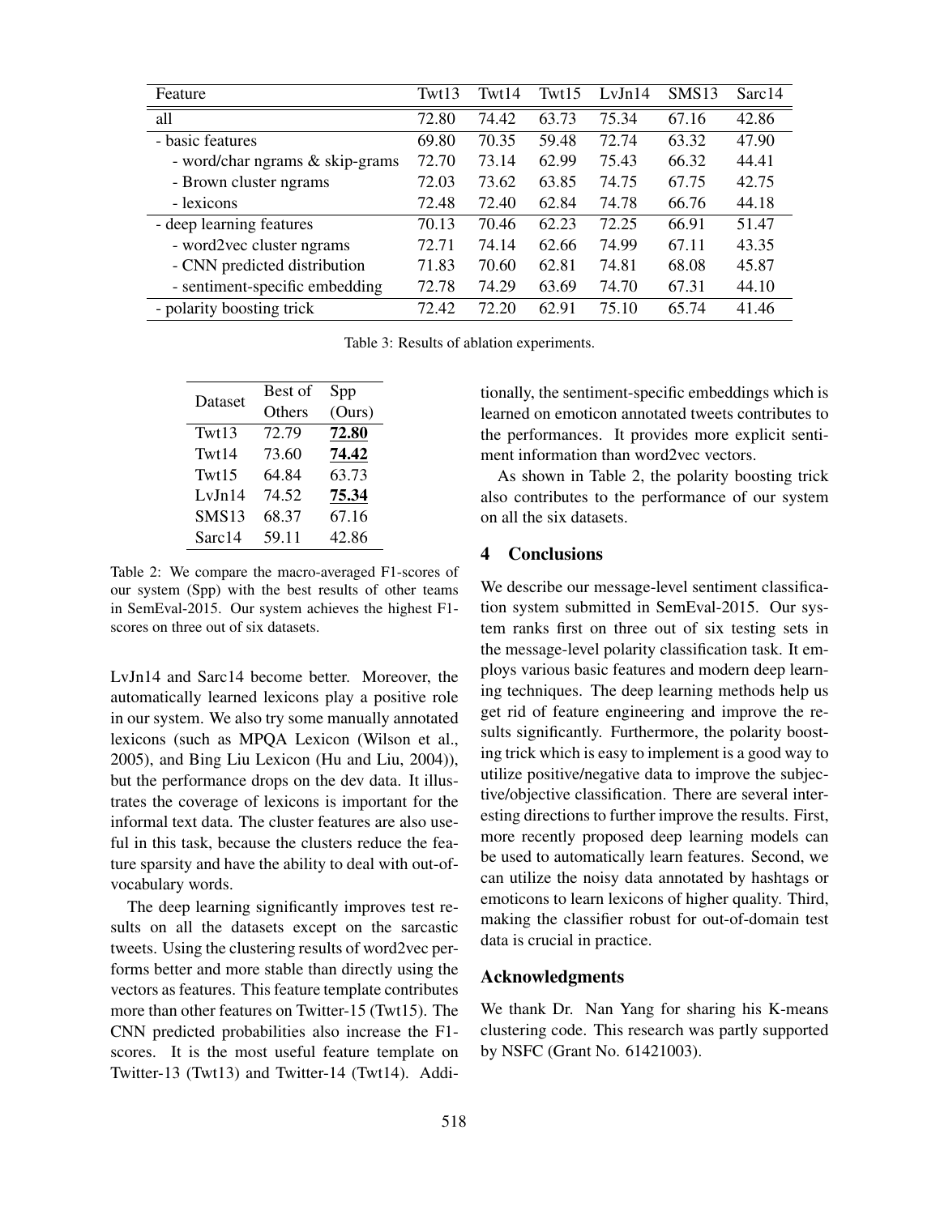| Feature | Twt13 | Twt14 | Twt15 | LvJn14 | SMS13 | Sarc14 |
|---|---|---|---|---|---|---|
| all | 72.80 | 74.42 | 63.73 | 75.34 | 67.16 | 42.86 |
| - basic features | 69.80 | 70.35 | 59.48 | 72.74 | 63.32 | 47.90 |
| - word/char ngrams & skip-grams | 72.70 | 73.14 | 62.99 | 75.43 | 66.32 | 44.41 |
| - Brown cluster ngrams | 72.03 | 73.62 | 63.85 | 74.75 | 67.75 | 42.75 |
| - lexicons | 72.48 | 72.40 | 62.84 | 74.78 | 66.76 | 44.18 |
| - deep learning features | 70.13 | 70.46 | 62.23 | 72.25 | 66.91 | 51.47 |
| - word2vec cluster ngrams | 72.71 | 74.14 | 62.66 | 74.99 | 67.11 | 43.35 |
| - CNN predicted distribution | 71.83 | 70.60 | 62.81 | 74.81 | 68.08 | 45.87 |
| - sentiment-specific embedding | 72.78 | 74.29 | 63.69 | 74.70 | 67.31 | 44.10 |
| - polarity boosting trick | 72.42 | 72.20 | 62.91 | 75.10 | 65.74 | 41.46 |

Table 3: Results of ablation experiments.

| Dataset | Best of Others | Spp (Ours) |
|---|---|---|
| Twt13 | 72.79 | **72.80** |
| Twt14 | 73.60 | **74.42** |
| Twt15 | 64.84 | 63.73 |
| LvJn14 | 74.52 | **75.34** |
| SMS13 | 68.37 | 67.16 |
| Sarc14 | 59.11 | 42.86 |

Table 2: We compare the macro-averaged F1-scores of our system (Spp) with the best results of other teams in SemEval-2015. Our system achieves the highest F1-scores on three out of six datasets.

LvJn14 and Sarc14 become better. Moreover, the automatically learned lexicons play a positive role in our system. We also try some manually annotated lexicons (such as MPQA Lexicon (Wilson et al., 2005), and Bing Liu Lexicon (Hu and Liu, 2004)), but the performance drops on the dev data. It illustrates the coverage of lexicons is important for the informal text data. The cluster features are also useful in this task, because the clusters reduce the feature sparsity and have the ability to deal with out-of-vocabulary words.

The deep learning significantly improves test results on all the datasets except on the sarcastic tweets. Using the clustering results of word2vec performs better and more stable than directly using the vectors as features. This feature template contributes more than other features on Twitter-15 (Twt15). The CNN predicted probabilities also increase the F1-scores. It is the most useful feature template on Twitter-13 (Twt13) and Twitter-14 (Twt14). Additionally, the sentiment-specific embeddings which is learned on emoticon annotated tweets contributes to the performances. It provides more explicit sentiment information than word2vec vectors.

As shown in Table 2, the polarity boosting trick also contributes to the performance of our system on all the six datasets.

## 4 Conclusions

We describe our message-level sentiment classification system submitted in SemEval-2015. Our system ranks first on three out of six testing sets in the message-level polarity classification task. It employs various basic features and modern deep learning techniques. The deep learning methods help us get rid of feature engineering and improve the results significantly. Furthermore, the polarity boosting trick which is easy to implement is a good way to utilize positive/negative data to improve the subjective/objective classification. There are several interesting directions to further improve the results. First, more recently proposed deep learning models can be used to automatically learn features. Second, we can utilize the noisy data annotated by hashtags or emoticons to learn lexicons of higher quality. Third, making the classifier robust for out-of-domain test data is crucial in practice.

## Acknowledgments

We thank Dr. Nan Yang for sharing his K-means clustering code. This research was partly supported by NSFC (Grant No. 61421003).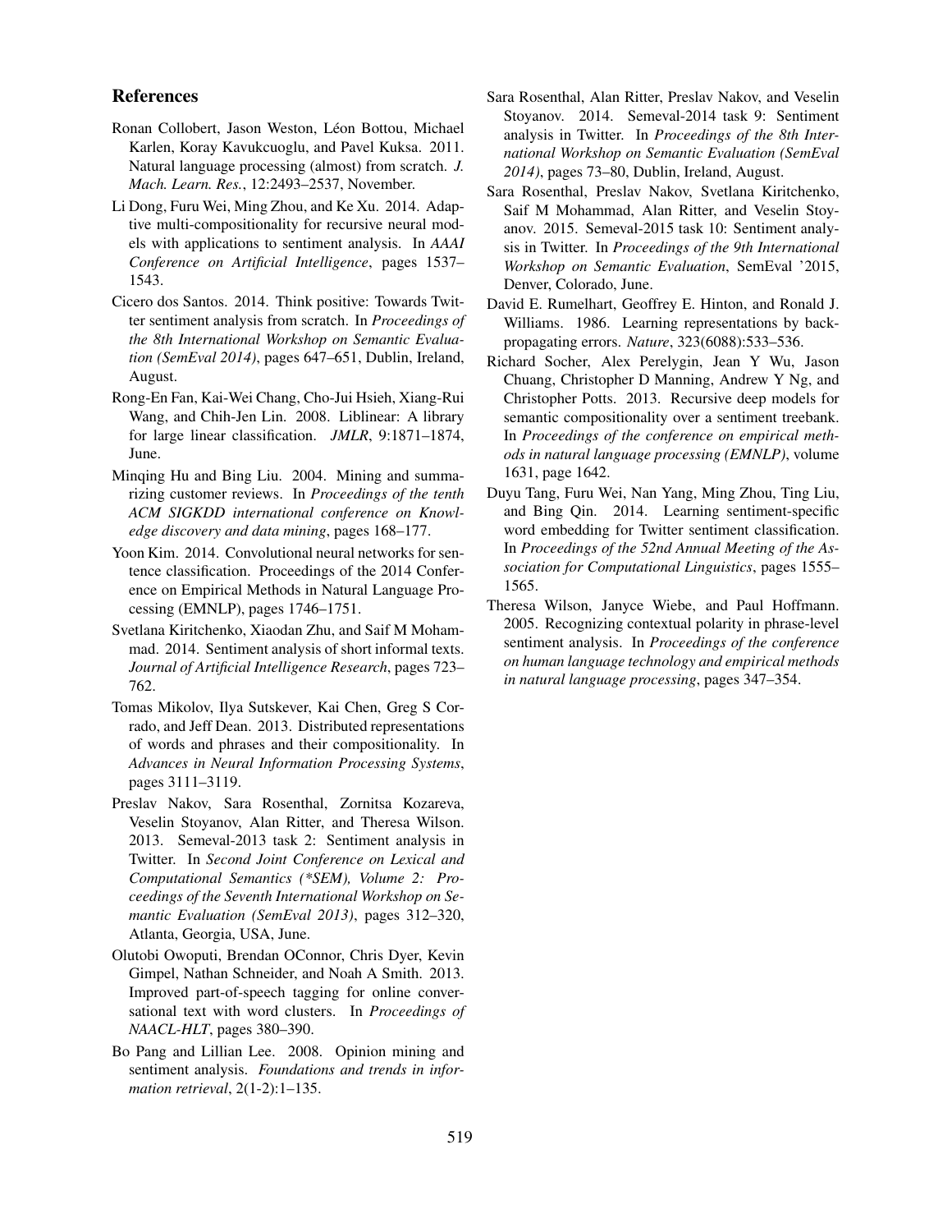## References

Ronan Collobert, Jason Weston, Léon Bottou, Michael Karlen, Koray Kavukcuoglu, and Pavel Kuksa. 2011. Natural language processing (almost) from scratch. *J. Mach. Learn. Res.*, 12:2493–2537, November.

Li Dong, Furu Wei, Ming Zhou, and Ke Xu. 2014. Adaptive multi-compositionality for recursive neural models with applications to sentiment analysis. In *AAAI Conference on Artificial Intelligence*, pages 1537–1543.

Cicero dos Santos. 2014. Think positive: Towards Twitter sentiment analysis from scratch. In *Proceedings of the 8th International Workshop on Semantic Evaluation (SemEval 2014)*, pages 647–651, Dublin, Ireland, August.

Rong-En Fan, Kai-Wei Chang, Cho-Jui Hsieh, Xiang-Rui Wang, and Chih-Jen Lin. 2008. Liblinear: A library for large linear classification. *JMLR*, 9:1871–1874, June.

Minqing Hu and Bing Liu. 2004. Mining and summarizing customer reviews. In *Proceedings of the tenth ACM SIGKDD international conference on Knowledge discovery and data mining*, pages 168–177.

Yoon Kim. 2014. Convolutional neural networks for sentence classification. Proceedings of the 2014 Conference on Empirical Methods in Natural Language Processing (EMNLP), pages 1746–1751.

Svetlana Kiritchenko, Xiaodan Zhu, and Saif M Mohammad. 2014. Sentiment analysis of short informal texts. *Journal of Artificial Intelligence Research*, pages 723–762.

Tomas Mikolov, Ilya Sutskever, Kai Chen, Greg S Corrado, and Jeff Dean. 2013. Distributed representations of words and phrases and their compositionality. In *Advances in Neural Information Processing Systems*, pages 3111–3119.

Preslav Nakov, Sara Rosenthal, Zornitsa Kozareva, Veselin Stoyanov, Alan Ritter, and Theresa Wilson. 2013. Semeval-2013 task 2: Sentiment analysis in Twitter. In *Second Joint Conference on Lexical and Computational Semantics (*SEM), Volume 2: Proceedings of the Seventh International Workshop on Semantic Evaluation (SemEval 2013)*, pages 312–320, Atlanta, Georgia, USA, June.

Olutobi Owoputi, Brendan OConnor, Chris Dyer, Kevin Gimpel, Nathan Schneider, and Noah A Smith. 2013. Improved part-of-speech tagging for online conversational text with word clusters. In *Proceedings of NAACL-HLT*, pages 380–390.

Bo Pang and Lillian Lee. 2008. Opinion mining and sentiment analysis. *Foundations and trends in information retrieval*, 2(1-2):1–135.

Sara Rosenthal, Alan Ritter, Preslav Nakov, and Veselin Stoyanov. 2014. Semeval-2014 task 9: Sentiment analysis in Twitter. In *Proceedings of the 8th International Workshop on Semantic Evaluation (SemEval 2014)*, pages 73–80, Dublin, Ireland, August.

Sara Rosenthal, Preslav Nakov, Svetlana Kiritchenko, Saif M Mohammad, Alan Ritter, and Veselin Stoyanov. 2015. Semeval-2015 task 10: Sentiment analysis in Twitter. In *Proceedings of the 9th International Workshop on Semantic Evaluation*, SemEval '2015, Denver, Colorado, June.

David E. Rumelhart, Geoffrey E. Hinton, and Ronald J. Williams. 1986. Learning representations by back-propagating errors. *Nature*, 323(6088):533–536.

Richard Socher, Alex Perelygin, Jean Y Wu, Jason Chuang, Christopher D Manning, Andrew Y Ng, and Christopher Potts. 2013. Recursive deep models for semantic compositionality over a sentiment treebank. In *Proceedings of the conference on empirical methods in natural language processing (EMNLP)*, volume 1631, page 1642.

Duyu Tang, Furu Wei, Nan Yang, Ming Zhou, Ting Liu, and Bing Qin. 2014. Learning sentiment-specific word embedding for Twitter sentiment classification. In *Proceedings of the 52nd Annual Meeting of the Association for Computational Linguistics*, pages 1555–1565.

Theresa Wilson, Janyce Wiebe, and Paul Hoffmann. 2005. Recognizing contextual polarity in phrase-level sentiment analysis. In *Proceedings of the conference on human language technology and empirical methods in natural language processing*, pages 347–354.